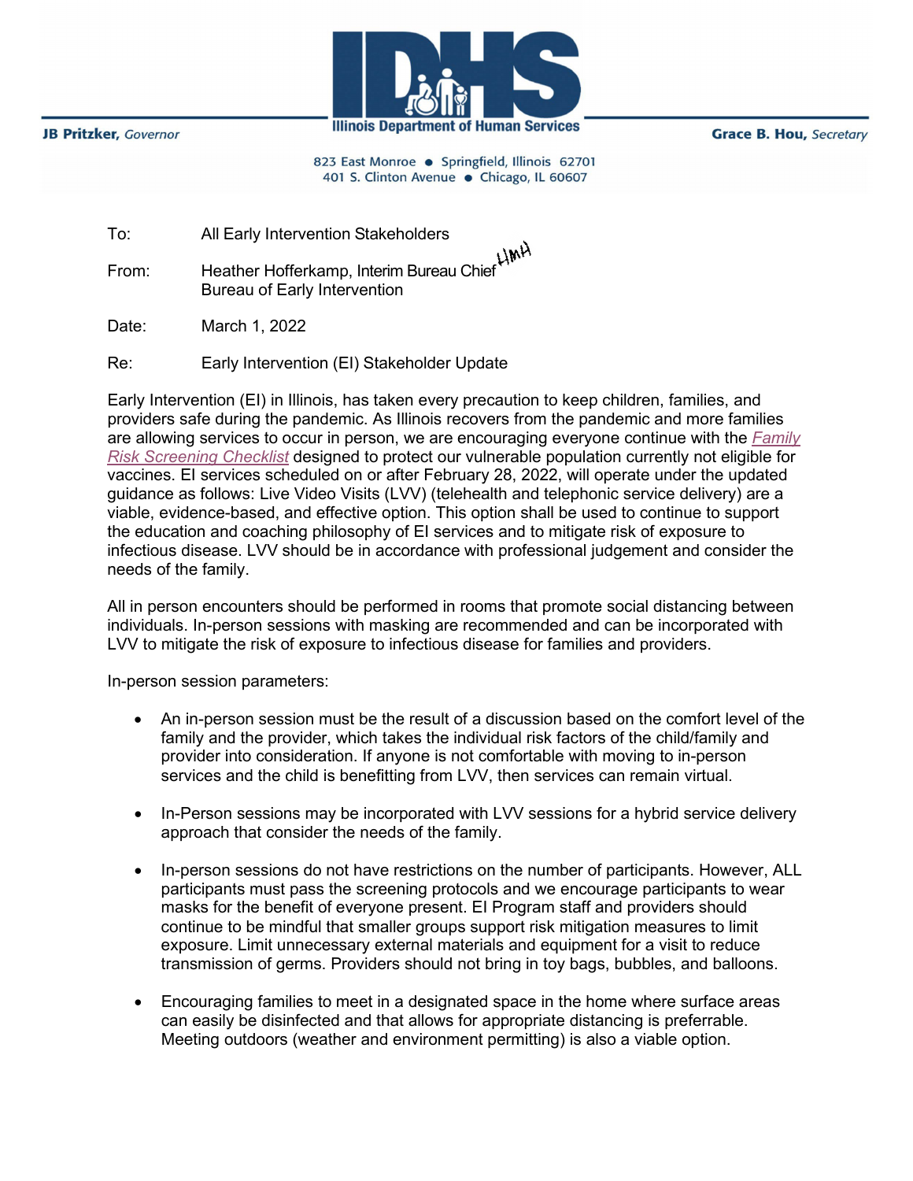JB Pritzker, *Governor*

**Illinois Department of Human Services**

Grace B. Hou, *Secretary*

823 East Monroe ● Springfield, Illinois 62701
401 S. Clinton Avenue ● Chicago, IL 60607

To: All Early Intervention Stakeholders

From: Heather Hofferkamp, Interim Bureau Chief HMH
Bureau of Early Intervention

Date: March 1, 2022

Re: Early Intervention (EI) Stakeholder Update

Early Intervention (EI) in Illinois, has taken every precaution to keep children, families, and providers safe during the pandemic. As Illinois recovers from the pandemic and more families are allowing services to occur in person, we are encouraging everyone continue with the *Family Risk Screening Checklist* designed to protect our vulnerable population currently not eligible for vaccines. EI services scheduled on or after February 28, 2022, will operate under the updated guidance as follows: Live Video Visits (LVV) (telehealth and telephonic service delivery) are a viable, evidence-based, and effective option. This option shall be used to continue to support the education and coaching philosophy of EI services and to mitigate risk of exposure to infectious disease. LVV should be in accordance with professional judgement and consider the needs of the family.

All in person encounters should be performed in rooms that promote social distancing between individuals. In-person sessions with masking are recommended and can be incorporated with LVV to mitigate the risk of exposure to infectious disease for families and providers.

In-person session parameters:

- An in-person session must be the result of a discussion based on the comfort level of the family and the provider, which takes the individual risk factors of the child/family and provider into consideration. If anyone is not comfortable with moving to in-person services and the child is benefitting from LVV, then services can remain virtual.
- In-Person sessions may be incorporated with LVV sessions for a hybrid service delivery approach that consider the needs of the family.
- In-person sessions do not have restrictions on the number of participants. However, ALL participants must pass the screening protocols and we encourage participants to wear masks for the benefit of everyone present. EI Program staff and providers should continue to be mindful that smaller groups support risk mitigation measures to limit exposure. Limit unnecessary external materials and equipment for a visit to reduce transmission of germs. Providers should not bring in toy bags, bubbles, and balloons.
- Encouraging families to meet in a designated space in the home where surface areas can easily be disinfected and that allows for appropriate distancing is preferrable. Meeting outdoors (weather and environment permitting) is also a viable option.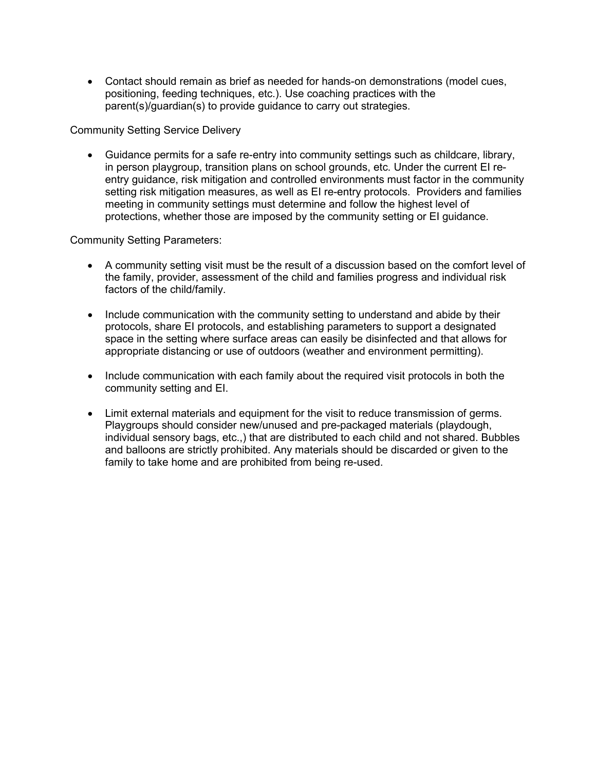- Contact should remain as brief as needed for hands-on demonstrations (model cues, positioning, feeding techniques, etc.). Use coaching practices with the parent(s)/guardian(s) to provide guidance to carry out strategies.

Community Setting Service Delivery

- Guidance permits for a safe re-entry into community settings such as childcare, library, in person playgroup, transition plans on school grounds, etc. Under the current EI re-entry guidance, risk mitigation and controlled environments must factor in the community setting risk mitigation measures, as well as EI re-entry protocols. Providers and families meeting in community settings must determine and follow the highest level of protections, whether those are imposed by the community setting or EI guidance.

Community Setting Parameters:

- A community setting visit must be the result of a discussion based on the comfort level of the family, provider, assessment of the child and families progress and individual risk factors of the child/family.

- Include communication with the community setting to understand and abide by their protocols, share EI protocols, and establishing parameters to support a designated space in the setting where surface areas can easily be disinfected and that allows for appropriate distancing or use of outdoors (weather and environment permitting).

- Include communication with each family about the required visit protocols in both the community setting and EI.

- Limit external materials and equipment for the visit to reduce transmission of germs. Playgroups should consider new/unused and pre-packaged materials (playdough, individual sensory bags, etc.,) that are distributed to each child and not shared. Bubbles and balloons are strictly prohibited. Any materials should be discarded or given to the family to take home and are prohibited from being re-used.